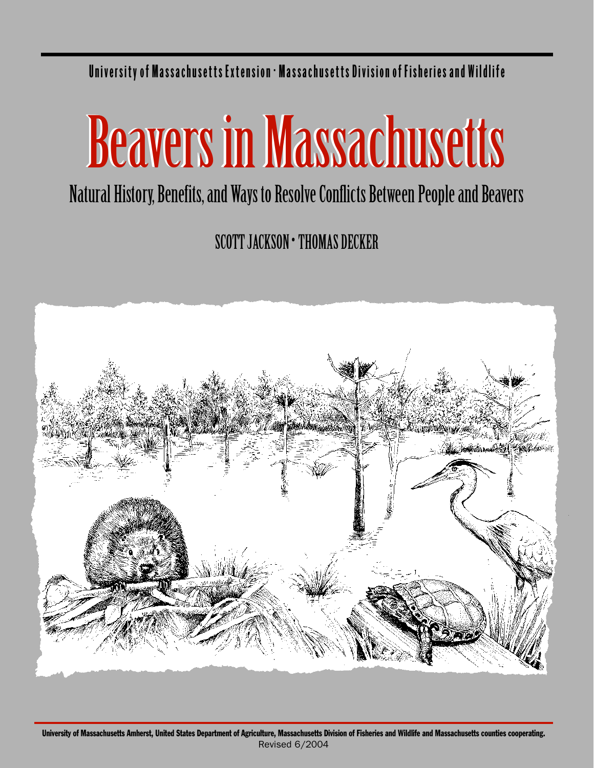University of Massachusetts Extension • Massachusetts Division of Fisheries and Wildlife

# Beavers in Massachusetts

## Natural History, Benefits, and Ways to Resolve Conflicts Between People and Beavers

SCOTT JACKSON • THOMAS DECKER

**University of Massachusetts Amherst, United States Department of Agriculture, Massachusetts Division of Fisheries and Wildlife and Massachusetts counties cooperating.**

Revised 6/2004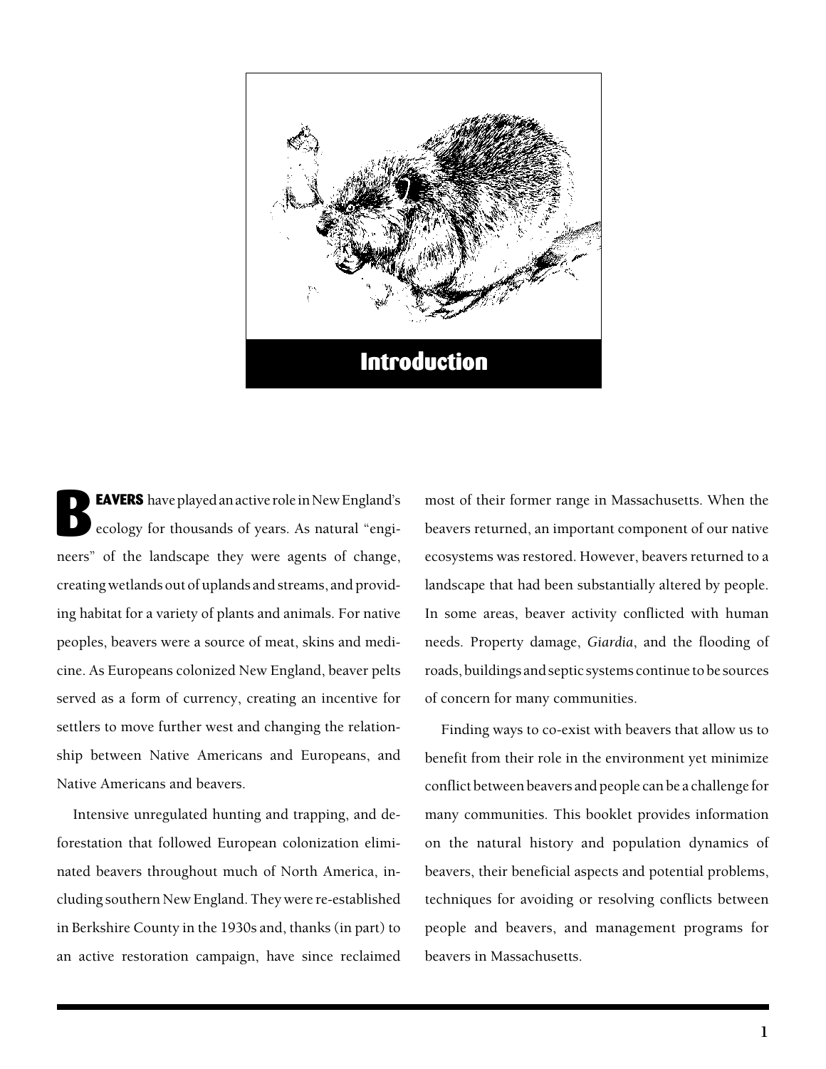# Introduction

**BEAVERS** have played an active role in New England's ecology for thousands of years. As natural "engineers" of the landscape they were agents of change, creating wetlands out of uplands and streams, and providing habitat for a variety of plants and animals. For native peoples, beavers were a source of meat, skins and medicine. As Europeans colonized New England, beaver pelts served as a form of currency, creating an incentive for settlers to move further west and changing the relationship between Native Americans and Europeans, and Native Americans and beavers.

Intensive unregulated hunting and trapping, and deforestation that followed European colonization eliminated beavers throughout much of North America, including southern New England. They were re-established in Berkshire County in the 1930s and, thanks (in part) to an active restoration campaign, have since reclaimed most of their former range in Massachusetts. When the beavers returned, an important component of our native ecosystems was restored. However, beavers returned to a landscape that had been substantially altered by people. In some areas, beaver activity conflicted with human needs. Property damage, *Giardia*, and the flooding of roads, buildings and septic systems continue to be sources of concern for many communities.

Finding ways to co-exist with beavers that allow us to benefit from their role in the environment yet minimize conflict between beavers and people can be a challenge for many communities. This booklet provides information on the natural history and population dynamics of beavers, their beneficial aspects and potential problems, techniques for avoiding or resolving conflicts between people and beavers, and management programs for beavers in Massachusetts.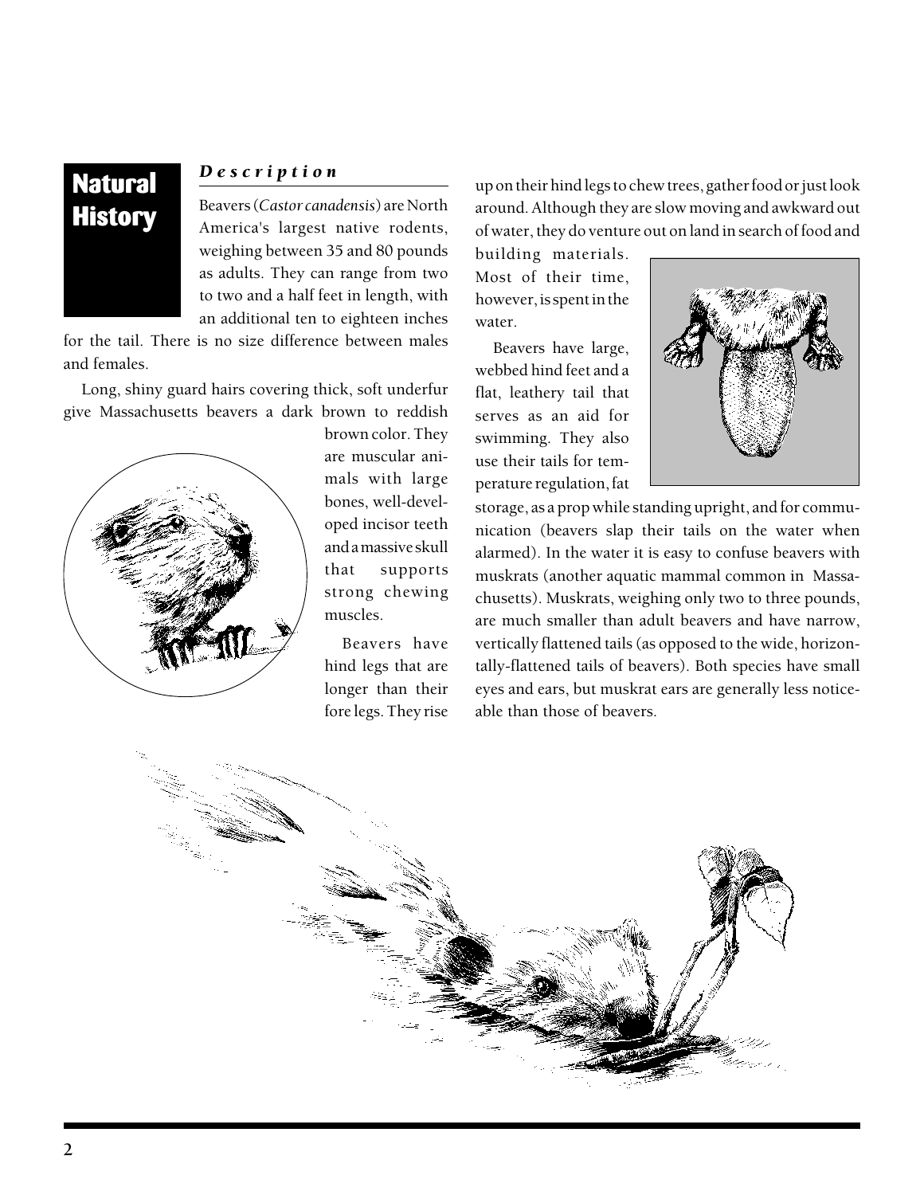# Natural History

## *Description*

Beavers (*Castor canadensis*) are North America's largest native rodents, weighing between 35 and 80 pounds as adults. They can range from two to two and a half feet in length, with an additional ten to eighteen inches for the tail. There is no size difference between males and females.

Long, shiny guard hairs covering thick, soft underfur give Massachusetts beavers a dark brown to reddish brown color. They are muscular animals with large bones, well-developed incisor teeth and a massive skull that supports strong chewing muscles.

Beavers have hind legs that are longer than their fore legs. They rise up on their hind legs to chew trees, gather food or just look around. Although they are slow moving and awkward out of water, they do venture out on land in search of food and building materials. Most of their time, however, is spent in the water.

Beavers have large, webbed hind feet and a flat, leathery tail that serves as an aid for swimming. They also use their tails for temperature regulation, fat storage, as a prop while standing upright, and for communication (beavers slap their tails on the water when alarmed). In the water it is easy to confuse beavers with muskrats (another aquatic mammal common in Massachusetts). Muskrats, weighing only two to three pounds, are much smaller than adult beavers and have narrow, vertically flattened tails (as opposed to the wide, horizontally-flattened tails of beavers). Both species have small eyes and ears, but muskrat ears are generally less noticeable than those of beavers.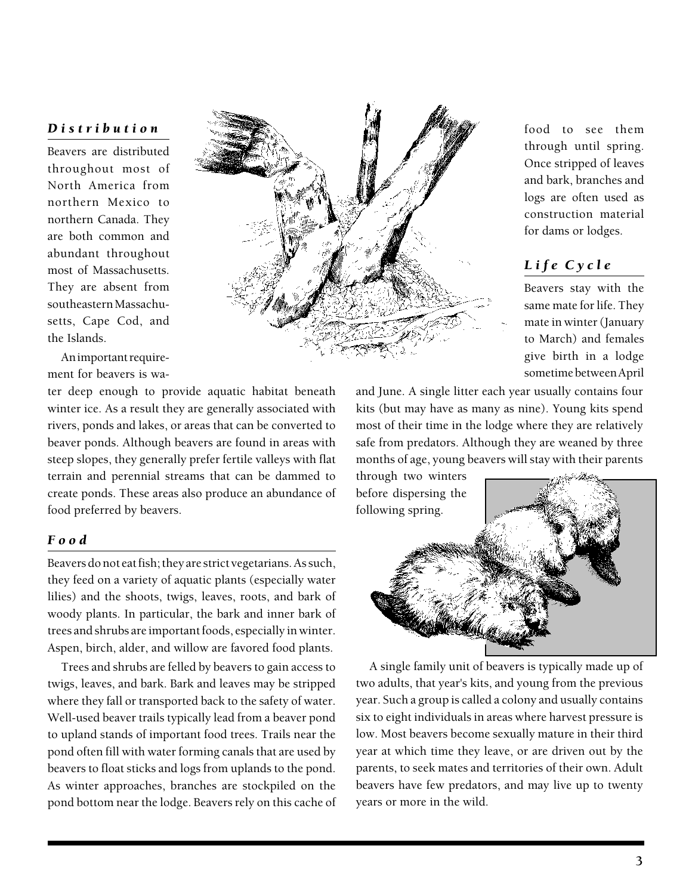## Distribution

Beavers are distributed throughout most of North America from northern Mexico to northern Canada. They are both common and abundant throughout most of Massachusetts. They are absent from southeastern Massachusetts, Cape Cod, and the Islands.

An important requirement for beavers is water deep enough to provide aquatic habitat beneath winter ice. As a result they are generally associated with rivers, ponds and lakes, or areas that can be converted to beaver ponds. Although beavers are found in areas with steep slopes, they generally prefer fertile valleys with flat terrain and perennial streams that can be dammed to create ponds. These areas also produce an abundance of food preferred by beavers.

## Food

Beavers do not eat fish; they are strict vegetarians. As such, they feed on a variety of aquatic plants (especially water lilies) and the shoots, twigs, leaves, roots, and bark of woody plants. In particular, the bark and inner bark of trees and shrubs are important foods, especially in winter. Aspen, birch, alder, and willow are favored food plants.

Trees and shrubs are felled by beavers to gain access to twigs, leaves, and bark. Bark and leaves may be stripped where they fall or transported back to the safety of water. Well-used beaver trails typically lead from a beaver pond to upland stands of important food trees. Trails near the pond often fill with water forming canals that are used by beavers to float sticks and logs from uplands to the pond. As winter approaches, branches are stockpiled on the pond bottom near the lodge. Beavers rely on this cache of food to see them through until spring. Once stripped of leaves and bark, branches and logs are often used as construction material for dams or lodges.

## Life Cycle

Beavers stay with the same mate for life. They mate in winter (January to March) and females give birth in a lodge sometime between April and June. A single litter each year usually contains four kits (but may have as many as nine). Young kits spend most of their time in the lodge where they are relatively safe from predators. Although they are weaned by three months of age, young beavers will stay with their parents through two winters before dispersing the following spring.

A single family unit of beavers is typically made up of two adults, that year's kits, and young from the previous year. Such a group is called a colony and usually contains six to eight individuals in areas where harvest pressure is low. Most beavers become sexually mature in their third year at which time they leave, or are driven out by the parents, to seek mates and territories of their own. Adult beavers have few predators, and may live up to twenty years or more in the wild.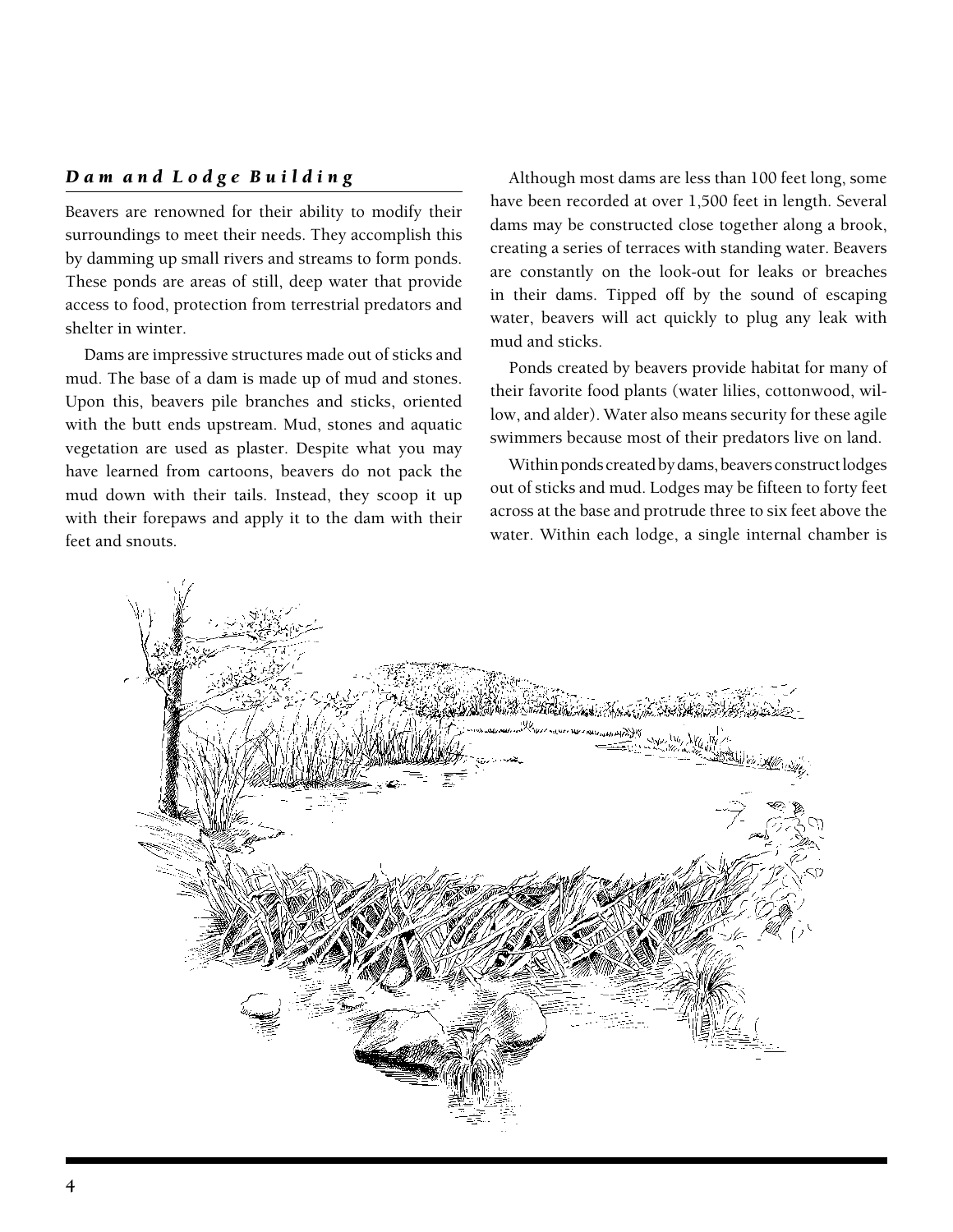## *Dam and Lodge Building*

Beavers are renowned for their ability to modify their surroundings to meet their needs. They accomplish this by damming up small rivers and streams to form ponds. These ponds are areas of still, deep water that provide access to food, protection from terrestrial predators and shelter in winter.

Dams are impressive structures made out of sticks and mud. The base of a dam is made up of mud and stones. Upon this, beavers pile branches and sticks, oriented with the butt ends upstream. Mud, stones and aquatic vegetation are used as plaster. Despite what you may have learned from cartoons, beavers do not pack the mud down with their tails. Instead, they scoop it up with their forepaws and apply it to the dam with their feet and snouts.

Although most dams are less than 100 feet long, some have been recorded at over 1,500 feet in length. Several dams may be constructed close together along a brook, creating a series of terraces with standing water. Beavers are constantly on the look-out for leaks or breaches in their dams. Tipped off by the sound of escaping water, beavers will act quickly to plug any leak with mud and sticks.

Ponds created by beavers provide habitat for many of their favorite food plants (water lilies, cottonwood, willow, and alder). Water also means security for these agile swimmers because most of their predators live on land.

Within ponds created by dams, beavers construct lodges out of sticks and mud. Lodges may be fifteen to forty feet across at the base and protrude three to six feet above the water. Within each lodge, a single internal chamber is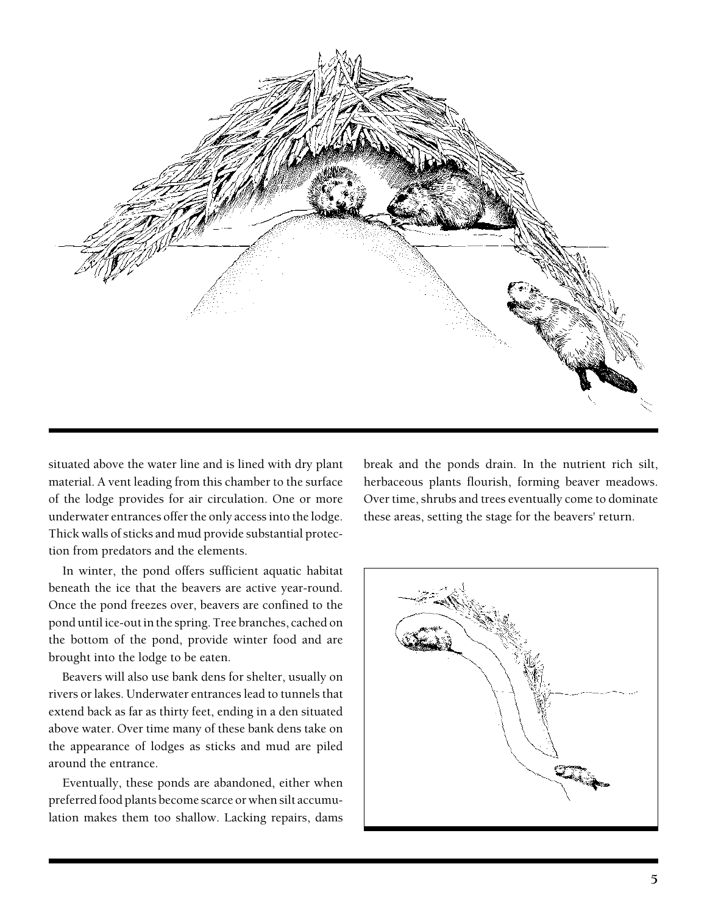situated above the water line and is lined with dry plant material. A vent leading from this chamber to the surface of the lodge provides for air circulation. One or more underwater entrances offer the only access into the lodge. Thick walls of sticks and mud provide substantial protection from predators and the elements.

In winter, the pond offers sufficient aquatic habitat beneath the ice that the beavers are active year-round. Once the pond freezes over, beavers are confined to the pond until ice-out in the spring. Tree branches, cached on the bottom of the pond, provide winter food and are brought into the lodge to be eaten.

Beavers will also use bank dens for shelter, usually on rivers or lakes. Underwater entrances lead to tunnels that extend back as far as thirty feet, ending in a den situated above water. Over time many of these bank dens take on the appearance of lodges as sticks and mud are piled around the entrance.

Eventually, these ponds are abandoned, either when preferred food plants become scarce or when silt accumulation makes them too shallow. Lacking repairs, dams break and the ponds drain. In the nutrient rich silt, herbaceous plants flourish, forming beaver meadows. Over time, shrubs and trees eventually come to dominate these areas, setting the stage for the beavers' return.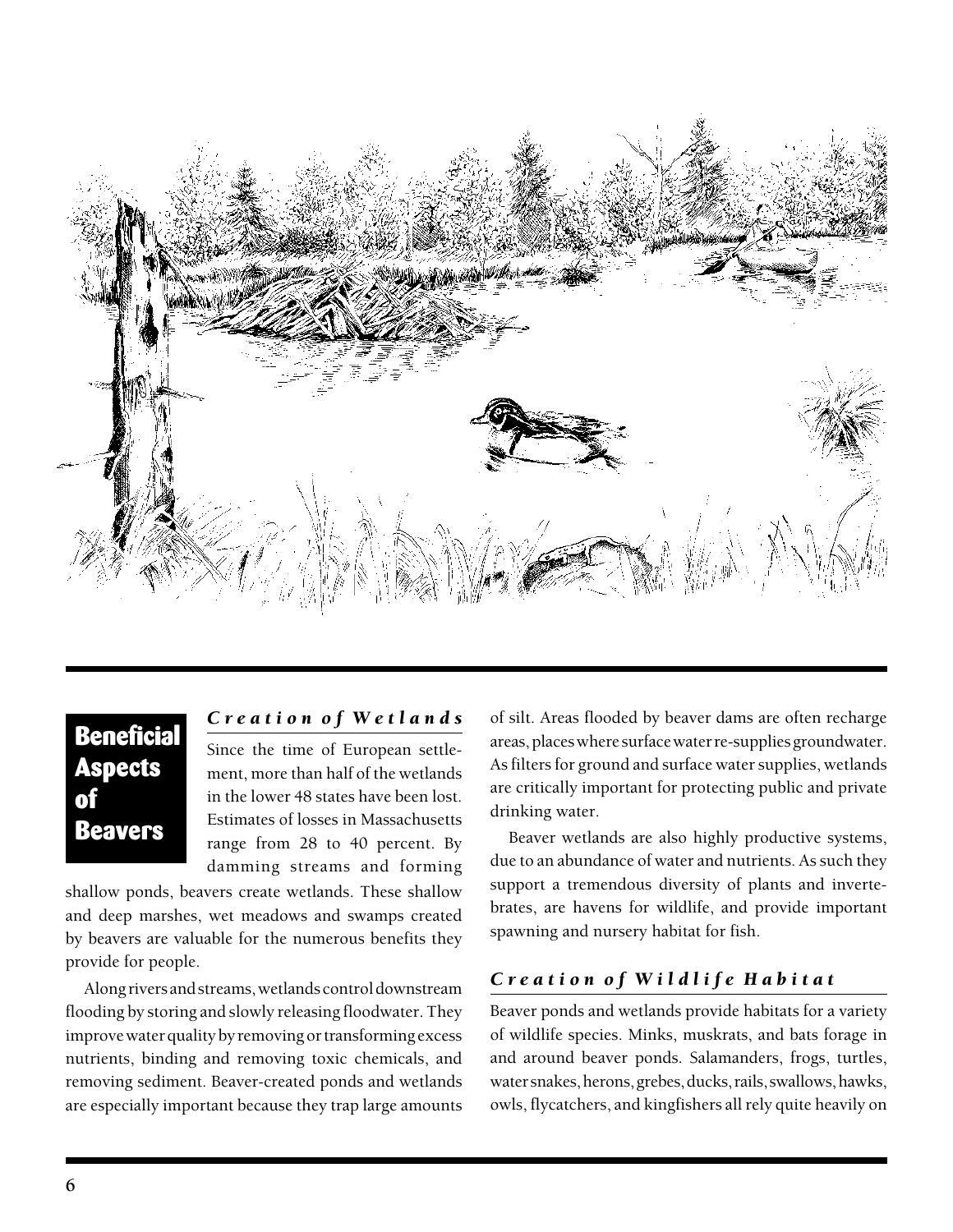## Beneficial Aspects of Beavers

### *Creation of Wetlands*

Since the time of European settlement, more than half of the wetlands in the lower 48 states have been lost. Estimates of losses in Massachusetts range from 28 to 40 percent. By damming streams and forming shallow ponds, beavers create wetlands. These shallow and deep marshes, wet meadows and swamps created by beavers are valuable for the numerous benefits they provide for people.

Along rivers and streams, wetlands control downstream flooding by storing and slowly releasing floodwater. They improve water quality by removing or transforming excess nutrients, binding and removing toxic chemicals, and removing sediment. Beaver-created ponds and wetlands are especially important because they trap large amounts of silt. Areas flooded by beaver dams are often recharge areas, places where surface water re-supplies groundwater. As filters for ground and surface water supplies, wetlands are critically important for protecting public and private drinking water.

Beaver wetlands are also highly productive systems, due to an abundance of water and nutrients. As such they support a tremendous diversity of plants and invertebrates, are havens for wildlife, and provide important spawning and nursery habitat for fish.

### *Creation of Wildlife Habitat*

Beaver ponds and wetlands provide habitats for a variety of wildlife species. Minks, muskrats, and bats forage in and around beaver ponds. Salamanders, frogs, turtles, water snakes, herons, grebes, ducks, rails, swallows, hawks, owls, flycatchers, and kingfishers all rely quite heavily on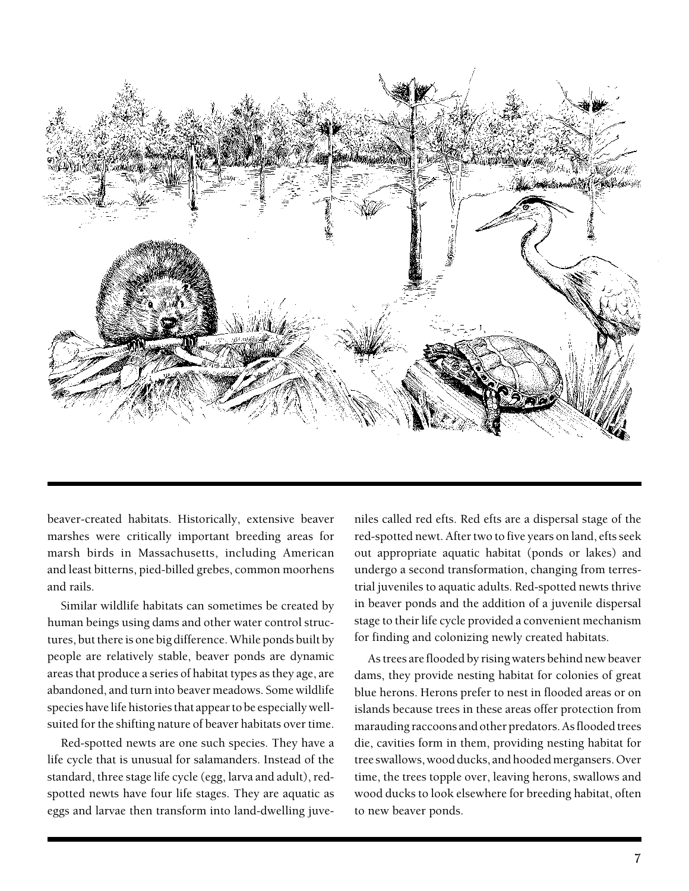beaver-created habitats. Historically, extensive beaver marshes were critically important breeding areas for marsh birds in Massachusetts, including American and least bitterns, pied-billed grebes, common moorhens and rails.

Similar wildlife habitats can sometimes be created by human beings using dams and other water control structures, but there is one big difference. While ponds built by people are relatively stable, beaver ponds are dynamic areas that produce a series of habitat types as they age, are abandoned, and turn into beaver meadows. Some wildlife species have life histories that appear to be especially well-suited for the shifting nature of beaver habitats over time.

Red-spotted newts are one such species. They have a life cycle that is unusual for salamanders. Instead of the standard, three stage life cycle (egg, larva and adult), red-spotted newts have four life stages. They are aquatic as eggs and larvae then transform into land-dwelling juveniles called red efts. Red efts are a dispersal stage of the red-spotted newt. After two to five years on land, efts seek out appropriate aquatic habitat (ponds or lakes) and undergo a second transformation, changing from terrestrial juveniles to aquatic adults. Red-spotted newts thrive in beaver ponds and the addition of a juvenile dispersal stage to their life cycle provided a convenient mechanism for finding and colonizing newly created habitats.

As trees are flooded by rising waters behind new beaver dams, they provide nesting habitat for colonies of great blue herons. Herons prefer to nest in flooded areas or on islands because trees in these areas offer protection from marauding raccoons and other predators. As flooded trees die, cavities form in them, providing nesting habitat for tree swallows, wood ducks, and hooded mergansers. Over time, the trees topple over, leaving herons, swallows and wood ducks to look elsewhere for breeding habitat, often to new beaver ponds.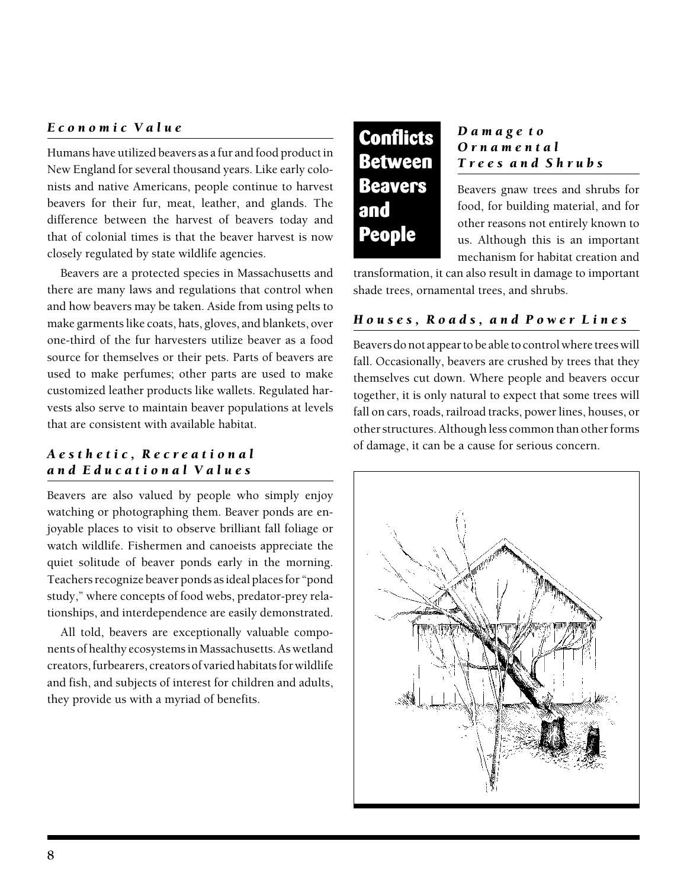### *Economic Value*

Humans have utilized beavers as a fur and food product in New England for several thousand years. Like early colonists and native Americans, people continue to harvest beavers for their fur, meat, leather, and glands. The difference between the harvest of beavers today and that of colonial times is that the beaver harvest is now closely regulated by state wildlife agencies.

Beavers are a protected species in Massachusetts and there are many laws and regulations that control when and how beavers may be taken. Aside from using pelts to make garments like coats, hats, gloves, and blankets, over one-third of the fur harvesters utilize beaver as a food source for themselves or their pets. Parts of beavers are used to make perfumes; other parts are used to make customized leather products like wallets. Regulated harvests also serve to maintain beaver populations at levels that are consistent with available habitat.

### *Aesthetic, Recreational and Educational Values*

Beavers are also valued by people who simply enjoy watching or photographing them. Beaver ponds are enjoyable places to visit to observe brilliant fall foliage or watch wildlife. Fishermen and canoeists appreciate the quiet solitude of beaver ponds early in the morning. Teachers recognize beaver ponds as ideal places for "pond study," where concepts of food webs, predator-prey relationships, and interdependence are easily demonstrated.

All told, beavers are exceptionally valuable components of healthy ecosystems in Massachusetts. As wetland creators, furbearers, creators of varied habitats for wildlife and fish, and subjects of interest for children and adults, they provide us with a myriad of benefits.

## Conflicts Between Beavers and People

### *Damage to Ornamental Trees and Shrubs*

Beavers gnaw trees and shrubs for food, for building material, and for other reasons not entirely known to us. Although this is an important mechanism for habitat creation and transformation, it can also result in damage to important shade trees, ornamental trees, and shrubs.

### *Houses, Roads, and Power Lines*

Beavers do not appear to be able to control where trees will fall. Occasionally, beavers are crushed by trees that they themselves cut down. Where people and beavers occur together, it is only natural to expect that some trees will fall on cars, roads, railroad tracks, power lines, houses, or other structures. Although less common than other forms of damage, it can be a cause for serious concern.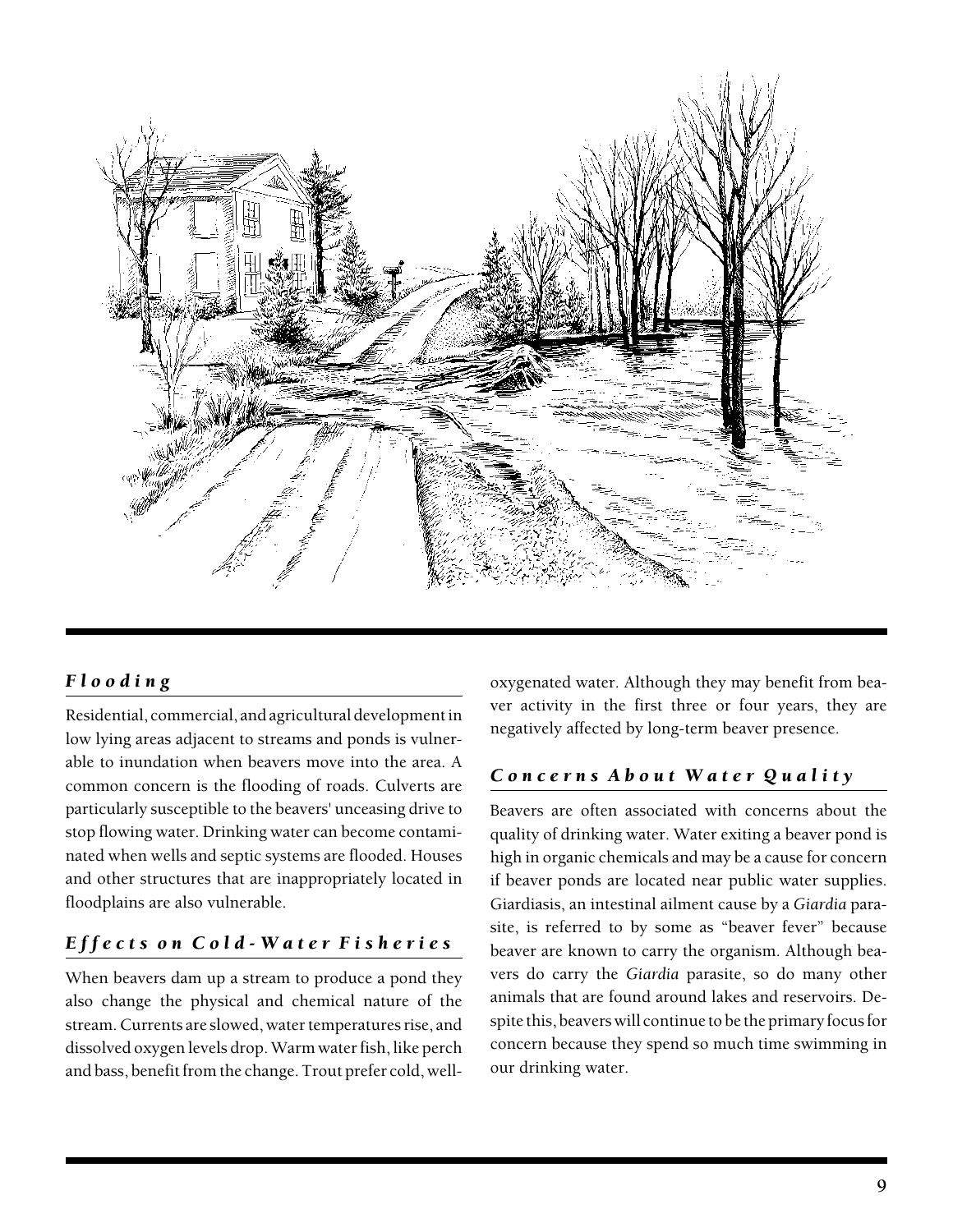## *Flooding*

Residential, commercial, and agricultural development in low lying areas adjacent to streams and ponds is vulnerable to inundation when beavers move into the area. A common concern is the flooding of roads. Culverts are particularly susceptible to the beavers' unceasing drive to stop flowing water. Drinking water can become contaminated when wells and septic systems are flooded. Houses and other structures that are inappropriately located in floodplains are also vulnerable.

## *Effects on Cold-Water Fisheries*

When beavers dam up a stream to produce a pond they also change the physical and chemical nature of the stream. Currents are slowed, water temperatures rise, and dissolved oxygen levels drop. Warm water fish, like perch and bass, benefit from the change. Trout prefer cold, well-oxygenated water. Although they may benefit from beaver activity in the first three or four years, they are negatively affected by long-term beaver presence.

## *Concerns About Water Quality*

Beavers are often associated with concerns about the quality of drinking water. Water exiting a beaver pond is high in organic chemicals and may be a cause for concern if beaver ponds are located near public water supplies. Giardiasis, an intestinal ailment cause by a *Giardia* parasite, is referred to by some as "beaver fever" because beaver are known to carry the organism. Although beavers do carry the *Giardia* parasite, so do many other animals that are found around lakes and reservoirs. Despite this, beavers will continue to be the primary focus for concern because they spend so much time swimming in our drinking water.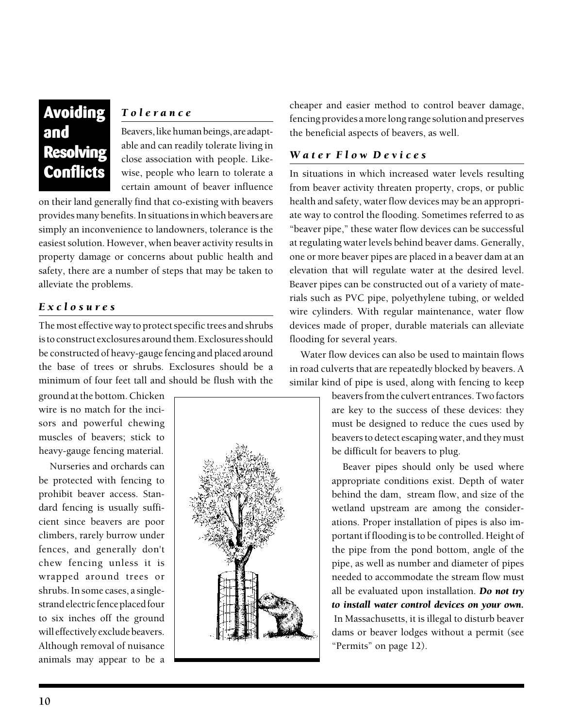# Avoiding and Resolving Conflicts

### *Tolerance*

Beavers, like human beings, are adaptable and can readily tolerate living in close association with people. Likewise, people who learn to tolerate a certain amount of beaver influence on their land generally find that co-existing with beavers provides many benefits. In situations in which beavers are simply an inconvenience to landowners, tolerance is the easiest solution. However, when beaver activity results in property damage or concerns about public health and safety, there are a number of steps that may be taken to alleviate the problems.

### *Exclosures*

The most effective way to protect specific trees and shrubs is to construct exclosures around them. Exclosures should be constructed of heavy-gauge fencing and placed around the base of trees or shrubs. Exclosures should be a minimum of four feet tall and should be flush with the ground at the bottom. Chicken wire is no match for the incisors and powerful chewing muscles of beavers; stick to heavy-gauge fencing material.

Nurseries and orchards can be protected with fencing to prohibit beaver access. Standard fencing is usually sufficient since beavers are poor climbers, rarely burrow under fences, and generally don't chew fencing unless it is wrapped around trees or shrubs. In some cases, a single-strand electric fence placed four to six inches off the ground will effectively exclude beavers. Although removal of nuisance animals may appear to be a cheaper and easier method to control beaver damage, fencing provides a more long range solution and preserves the beneficial aspects of beavers, as well.

### *Water Flow Devices*

In situations in which increased water levels resulting from beaver activity threaten property, crops, or public health and safety, water flow devices may be an appropriate way to control the flooding. Sometimes referred to as "beaver pipe," these water flow devices can be successful at regulating water levels behind beaver dams. Generally, one or more beaver pipes are placed in a beaver dam at an elevation that will regulate water at the desired level. Beaver pipes can be constructed out of a variety of materials such as PVC pipe, polyethylene tubing, or welded wire cylinders. With regular maintenance, water flow devices made of proper, durable materials can alleviate flooding for several years.

Water flow devices can also be used to maintain flows in road culverts that are repeatedly blocked by beavers. A similar kind of pipe is used, along with fencing to keep beavers from the culvert entrances. Two factors are key to the success of these devices: they must be designed to reduce the cues used by beavers to detect escaping water, and they must be difficult for beavers to plug.

Beaver pipes should only be used where appropriate conditions exist. Depth of water behind the dam, stream flow, and size of the wetland upstream are among the considerations. Proper installation of pipes is also important if flooding is to be controlled. Height of the pipe from the pond bottom, angle of the pipe, as well as number and diameter of pipes needed to accommodate the stream flow must all be evaluated upon installation. ***Do not try to install water control devices on your own.*** In Massachusetts, it is illegal to disturb beaver dams or beaver lodges without a permit (see "Permits" on page 12).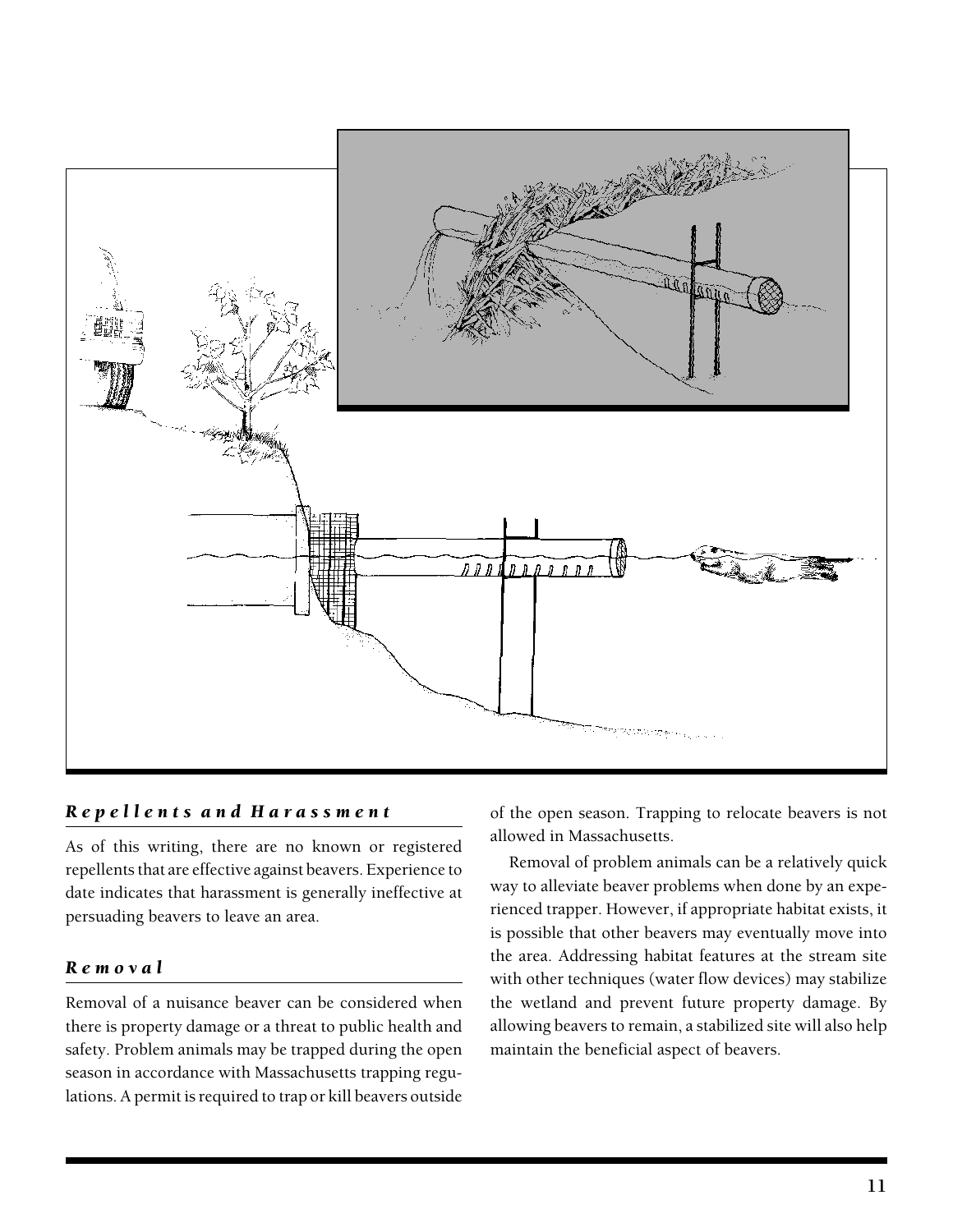## *Repellents and Harassment*

As of this writing, there are no known or registered repellents that are effective against beavers. Experience to date indicates that harassment is generally ineffective at persuading beavers to leave an area.

## *Removal*

Removal of a nuisance beaver can be considered when there is property damage or a threat to public health and safety. Problem animals may be trapped during the open season in accordance with Massachusetts trapping regulations. A permit is required to trap or kill beavers outside of the open season. Trapping to relocate beavers is not allowed in Massachusetts.

Removal of problem animals can be a relatively quick way to alleviate beaver problems when done by an experienced trapper. However, if appropriate habitat exists, it is possible that other beavers may eventually move into the area. Addressing habitat features at the stream site with other techniques (water flow devices) may stabilize the wetland and prevent future property damage. By allowing beavers to remain, a stabilized site will also help maintain the beneficial aspect of beavers.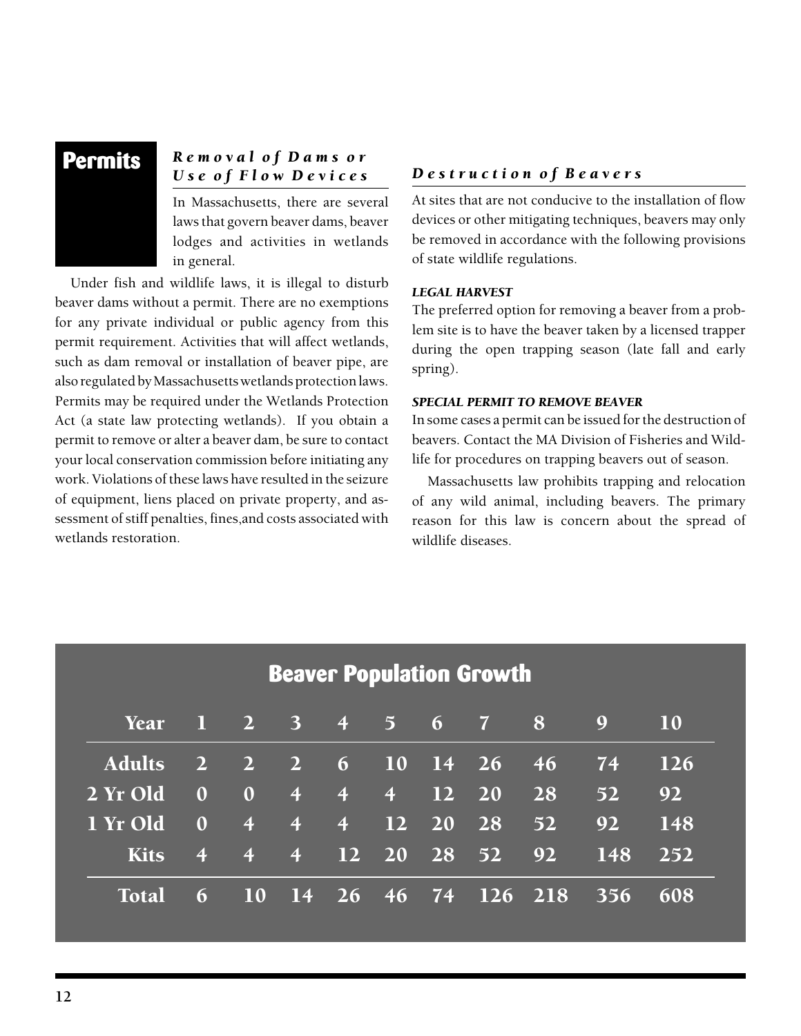## Permits

### *Removal of Dams or Use of Flow Devices*

In Massachusetts, there are several laws that govern beaver dams, beaver lodges and activities in wetlands in general.

Under fish and wildlife laws, it is illegal to disturb beaver dams without a permit. There are no exemptions for any private individual or public agency from this permit requirement. Activities that will affect wetlands, such as dam removal or installation of beaver pipe, are also regulated by Massachusetts wetlands protection laws. Permits may be required under the Wetlands Protection Act (a state law protecting wetlands). If you obtain a permit to remove or alter a beaver dam, be sure to contact your local conservation commission before initiating any work. Violations of these laws have resulted in the seizure of equipment, liens placed on private property, and assessment of stiff penalties, fines,and costs associated with wetlands restoration.

### *Destruction of Beavers*

At sites that are not conducive to the installation of flow devices or other mitigating techniques, beavers may only be removed in accordance with the following provisions of state wildlife regulations.

#### *LEGAL HARVEST*

The preferred option for removing a beaver from a problem site is to have the beaver taken by a licensed trapper during the open trapping season (late fall and early spring).

#### *SPECIAL PERMIT TO REMOVE BEAVER*

In some cases a permit can be issued for the destruction of beavers. Contact the MA Division of Fisheries and Wildlife for procedures on trapping beavers out of season.

Massachusetts law prohibits trapping and relocation of any wild animal, including beavers. The primary reason for this law is concern about the spread of wildlife diseases.

### Beaver Population Growth

| Year | 1 | 2 | 3 | 4 | 5 | 6 | 7 | 8 | 9 | 10 |
|---|---|---|---|---|---|---|---|---|---|---|
| Adults | 2 | 2 | 2 | 6 | 10 | 14 | 26 | 46 | 74 | 126 |
| 2 Yr Old | 0 | 0 | 4 | 4 | 4 | 12 | 20 | 28 | 52 | 92 |
| 1 Yr Old | 0 | 4 | 4 | 4 | 12 | 20 | 28 | 52 | 92 | 148 |
| Kits | 4 | 4 | 4 | 12 | 20 | 28 | 52 | 92 | 148 | 252 |
| Total | 6 | 10 | 14 | 26 | 46 | 74 | 126 | 218 | 356 | 608 |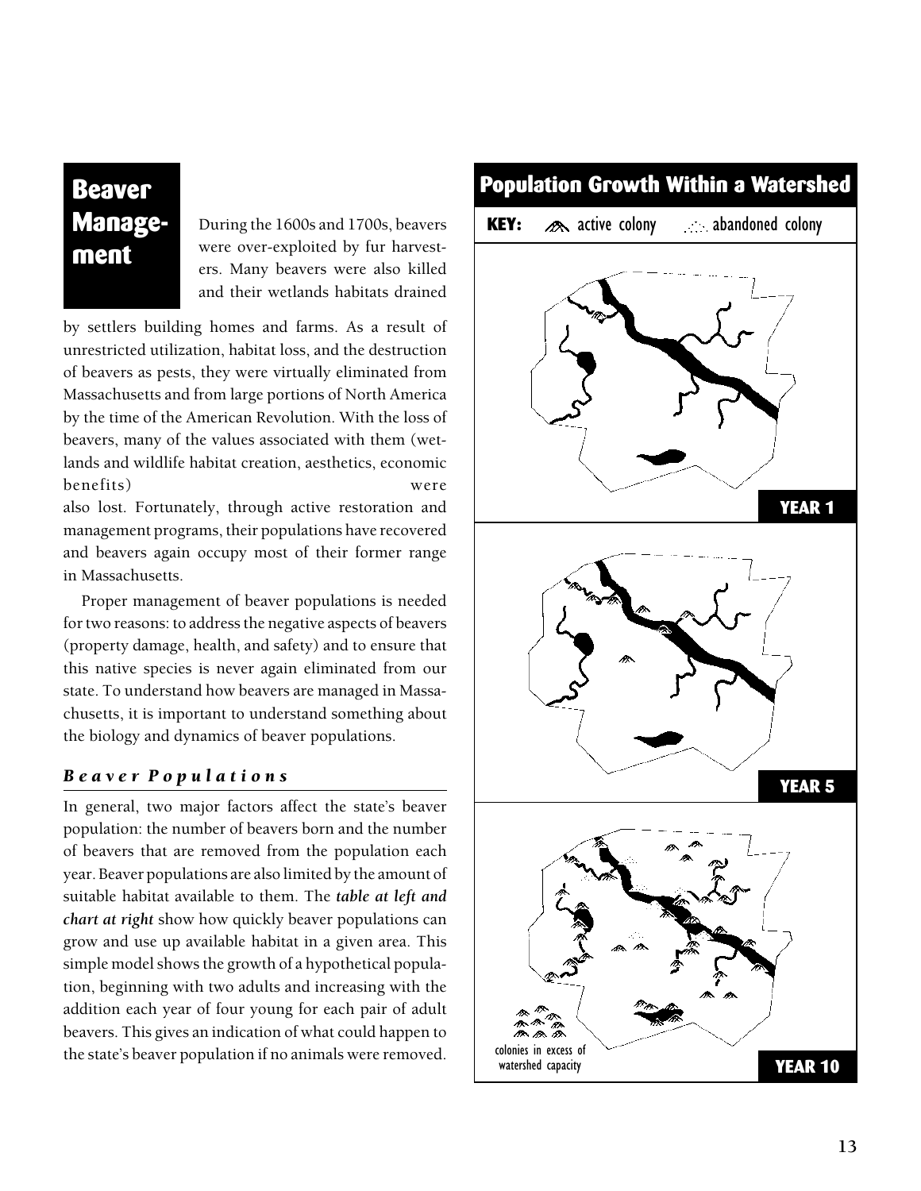# Beaver Management

During the 1600s and 1700s, beavers were over-exploited by fur harvesters. Many beavers were also killed and their wetlands habitats drained by settlers building homes and farms. As a result of unrestricted utilization, habitat loss, and the destruction of beavers as pests, they were virtually eliminated from Massachusetts and from large portions of North America by the time of the American Revolution. With the loss of beavers, many of the values associated with them (wetlands and wildlife habitat creation, aesthetics, economic benefits) were also lost. Fortunately, through active restoration and management programs, their populations have recovered and beavers again occupy most of their former range in Massachusetts.

Proper management of beaver populations is needed for two reasons: to address the negative aspects of beavers (property damage, health, and safety) and to ensure that this native species is never again eliminated from our state. To understand how beavers are managed in Massachusetts, it is important to understand something about the biology and dynamics of beaver populations.

## *Beaver Populations*

In general, two major factors affect the state's beaver population: the number of beavers born and the number of beavers that are removed from the population each year. Beaver populations are also limited by the amount of suitable habitat available to them. The ***table at left and chart at right*** show how quickly beaver populations can grow and use up available habitat in a given area. This simple model shows the growth of a hypothetical population, beginning with two adults and increasing with the addition each year of four young for each pair of adult beavers. This gives an indication of what could happen to the state's beaver population if no animals were removed.

## Population Growth Within a Watershed

**KEY:** active colony · abandoned colony

**YEAR 1**

**YEAR 5**

colonies in excess of watershed capacity

**YEAR 10**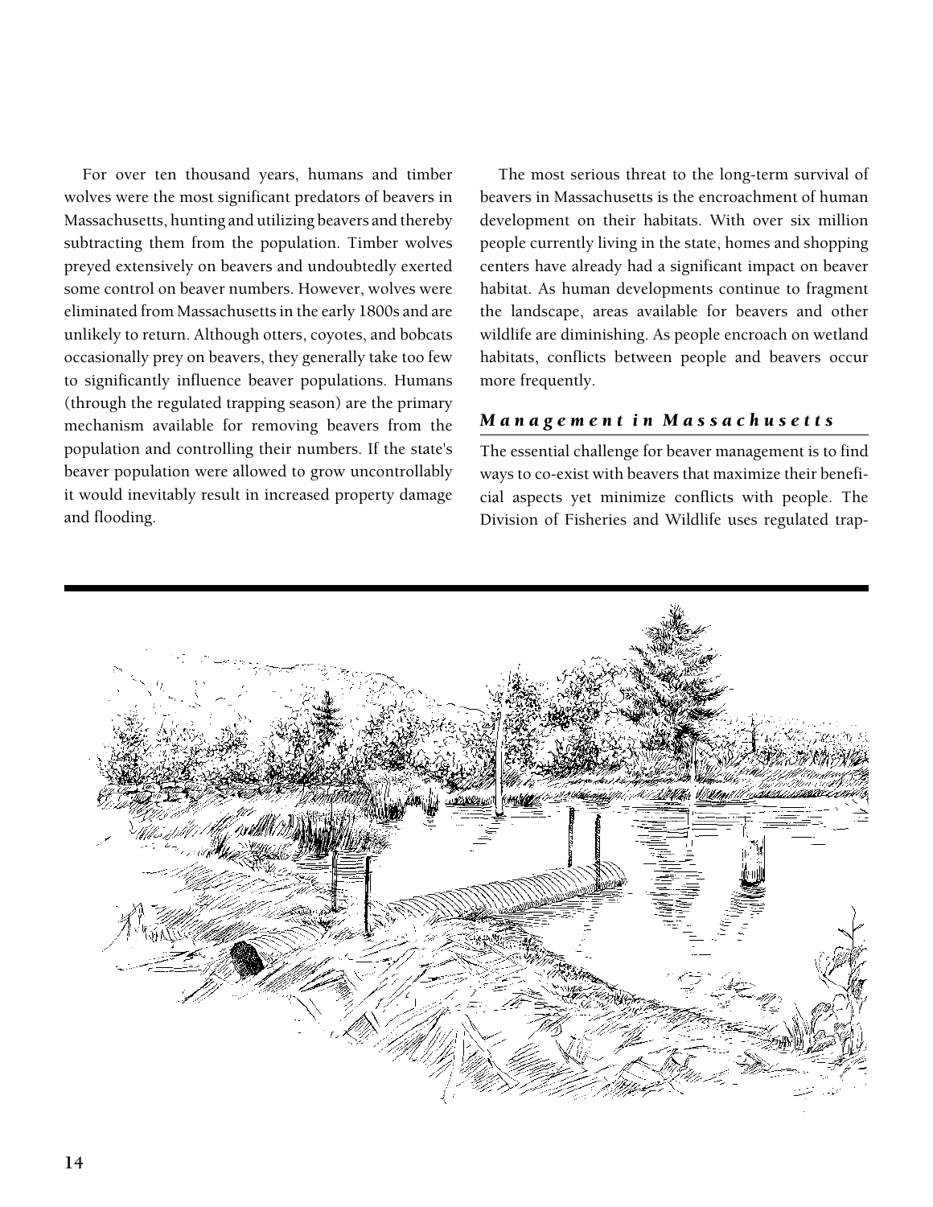For over ten thousand years, humans and timber wolves were the most significant predators of beavers in Massachusetts, hunting and utilizing beavers and thereby subtracting them from the population. Timber wolves preyed extensively on beavers and undoubtedly exerted some control on beaver numbers. However, wolves were eliminated from Massachusetts in the early 1800s and are unlikely to return. Although otters, coyotes, and bobcats occasionally prey on beavers, they generally take too few to significantly influence beaver populations. Humans (through the regulated trapping season) are the primary mechanism available for removing beavers from the population and controlling their numbers. If the state's beaver population were allowed to grow uncontrollably it would inevitably result in increased property damage and flooding.

The most serious threat to the long-term survival of beavers in Massachusetts is the encroachment of human development on their habitats. With over six million people currently living in the state, homes and shopping centers have already had a significant impact on beaver habitat. As human developments continue to fragment the landscape, areas available for beavers and other wildlife are diminishing. As people encroach on wetland habitats, conflicts between people and beavers occur more frequently.

## *Management in Massachusetts*

The essential challenge for beaver management is to find ways to co-exist with beavers that maximize their beneficial aspects yet minimize conflicts with people. The Division of Fisheries and Wildlife uses regulated trap-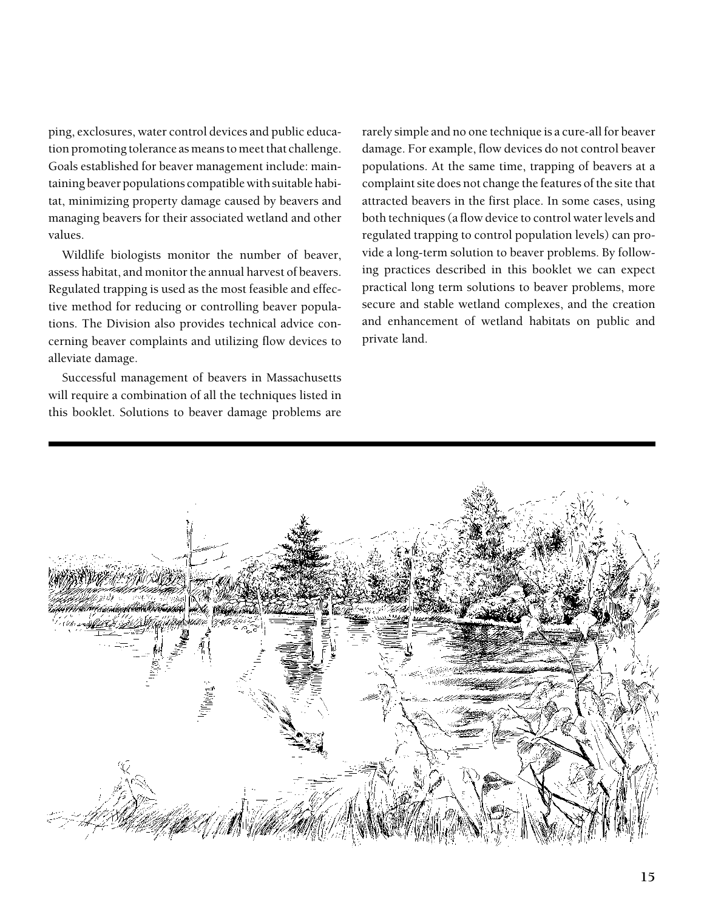ping, exclosures, water control devices and public education promoting tolerance as means to meet that challenge. Goals established for beaver management include: maintaining beaver populations compatible with suitable habitat, minimizing property damage caused by beavers and managing beavers for their associated wetland and other values.

Wildlife biologists monitor the number of beaver, assess habitat, and monitor the annual harvest of beavers. Regulated trapping is used as the most feasible and effective method for reducing or controlling beaver populations. The Division also provides technical advice concerning beaver complaints and utilizing flow devices to alleviate damage.

Successful management of beavers in Massachusetts will require a combination of all the techniques listed in this booklet. Solutions to beaver damage problems are rarely simple and no one technique is a cure-all for beaver damage. For example, flow devices do not control beaver populations. At the same time, trapping of beavers at a complaint site does not change the features of the site that attracted beavers in the first place. In some cases, using both techniques (a flow device to control water levels and regulated trapping to control population levels) can provide a long-term solution to beaver problems. By following practices described in this booklet we can expect practical long term solutions to beaver problems, more secure and stable wetland complexes, and the creation and enhancement of wetland habitats on public and private land.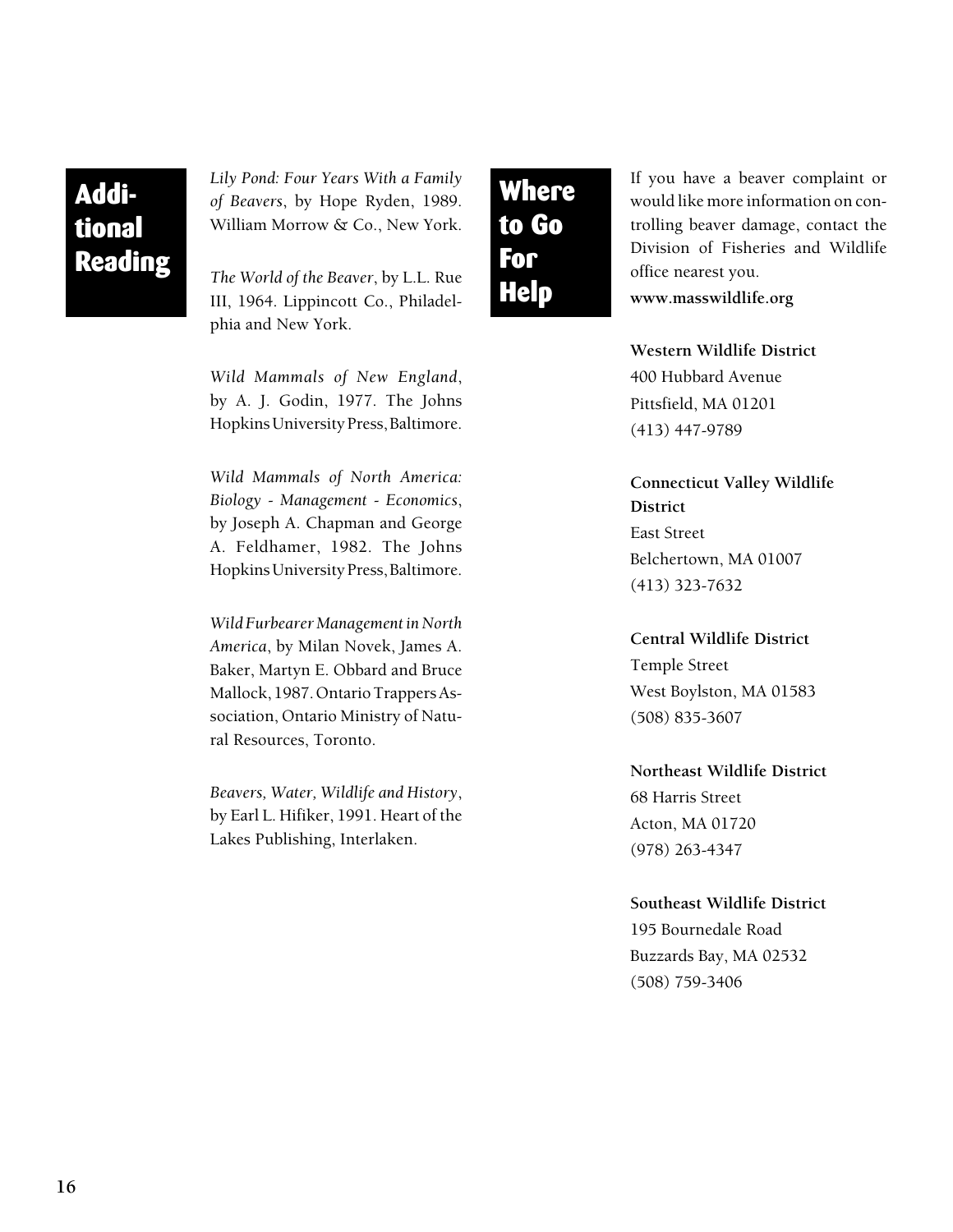## Additional Reading

*Lily Pond: Four Years With a Family of Beavers*, by Hope Ryden, 1989. William Morrow & Co., New York.

*The World of the Beaver*, by L.L. Rue III, 1964. Lippincott Co., Philadelphia and New York.

*Wild Mammals of New England*, by A. J. Godin, 1977. The Johns Hopkins University Press, Baltimore.

*Wild Mammals of North America: Biology - Management - Economics*, by Joseph A. Chapman and George A. Feldhamer, 1982. The Johns Hopkins University Press, Baltimore.

*Wild Furbearer Management in North America*, by Milan Novek, James A. Baker, Martyn E. Obbard and Bruce Mallock, 1987. Ontario Trappers Association, Ontario Ministry of Natural Resources, Toronto.

*Beavers, Water, Wildlife and History*, by Earl L. Hifiker, 1991. Heart of the Lakes Publishing, Interlaken.

## Where to Go For Help

If you have a beaver complaint or would like more information on controlling beaver damage, contact the Division of Fisheries and Wildlife office nearest you.

**www.masswildlife.org**

**Western Wildlife District**
400 Hubbard Avenue
Pittsfield, MA 01201
(413) 447-9789

**Connecticut Valley Wildlife District**
East Street
Belchertown, MA 01007
(413) 323-7632

**Central Wildlife District**
Temple Street
West Boylston, MA 01583
(508) 835-3607

**Northeast Wildlife District**
68 Harris Street
Acton, MA 01720
(978) 263-4347

**Southeast Wildlife District**
195 Bournedale Road
Buzzards Bay, MA 02532
(508) 759-3406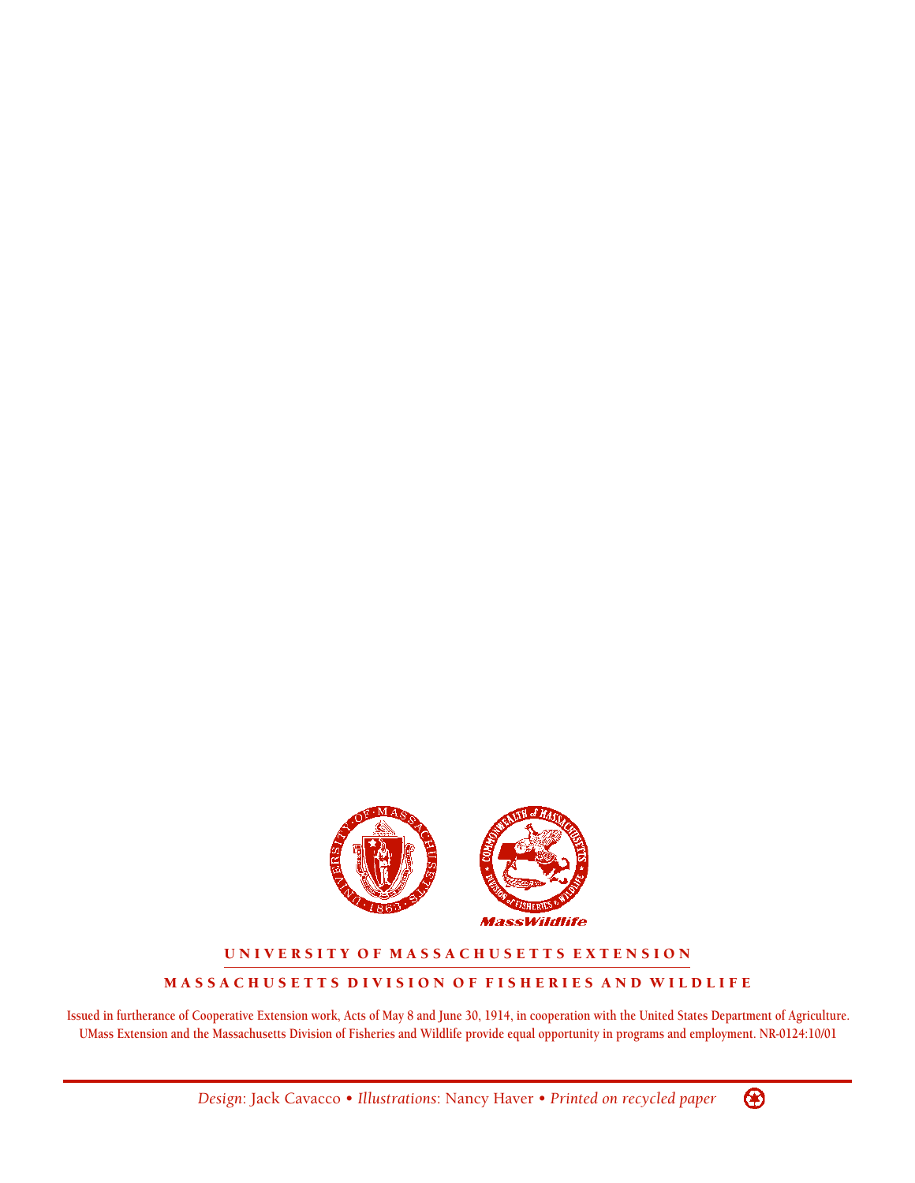MassWildlife

UNIVERSITY OF MASSACHUSETTS EXTENSION

MASSACHUSETTS DIVISION OF FISHERIES AND WILDLIFE

Issued in furtherance of Cooperative Extension work, Acts of May 8 and June 30, 1914, in cooperation with the United States Department of Agriculture. UMass Extension and the Massachusetts Division of Fisheries and Wildlife provide equal opportunity in programs and employment. NR-0124:10/01

*Design*: Jack Cavacco • *Illustrations*: Nancy Haver • *Printed on recycled paper*